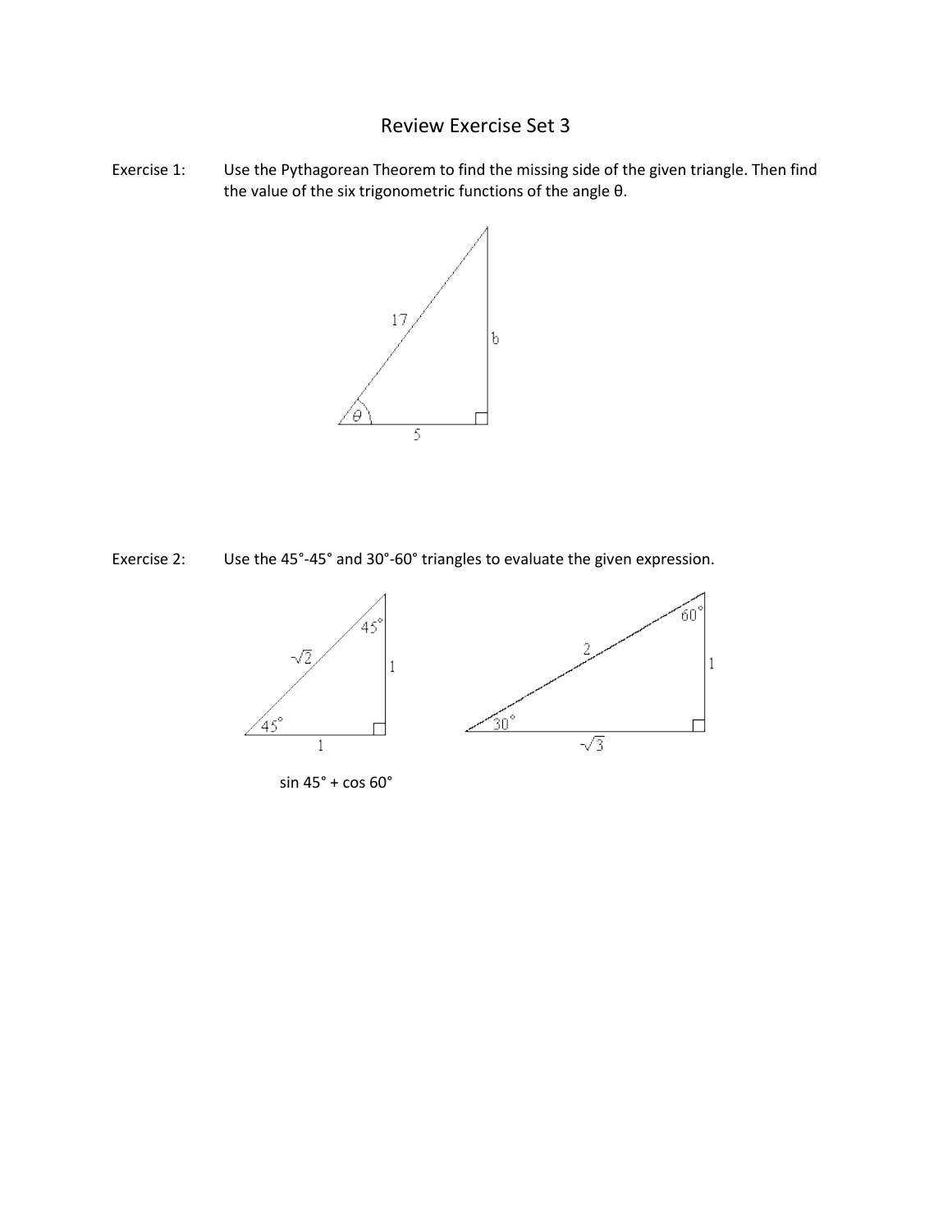# Review Exercise Set 3

Exercise 1: Use the Pythagorean Theorem to find the missing side of the given triangle. Then find the value of the six trigonometric functions of the angle θ.

Exercise 2: Use the 45°-45° and 30°-60° triangles to evaluate the given expression.

$\sin 45° + \cos 60°$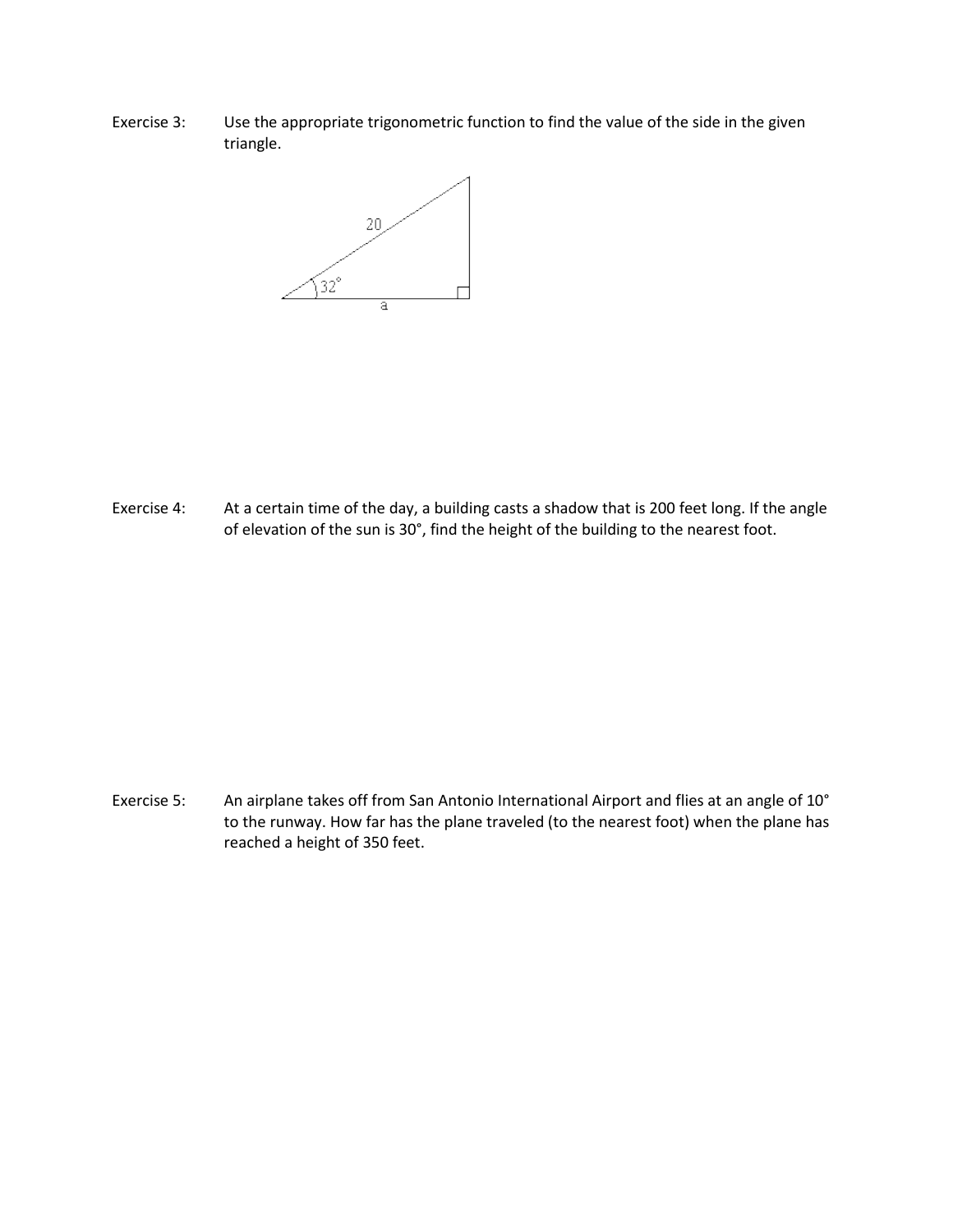Exercise 3: Use the appropriate trigonometric function to find the value of the side in the given triangle.

Exercise 4: At a certain time of the day, a building casts a shadow that is 200 feet long. If the angle of elevation of the sun is 30°, find the height of the building to the nearest foot.

Exercise 5: An airplane takes off from San Antonio International Airport and flies at an angle of 10° to the runway. How far has the plane traveled (to the nearest foot) when the plane has reached a height of 350 feet.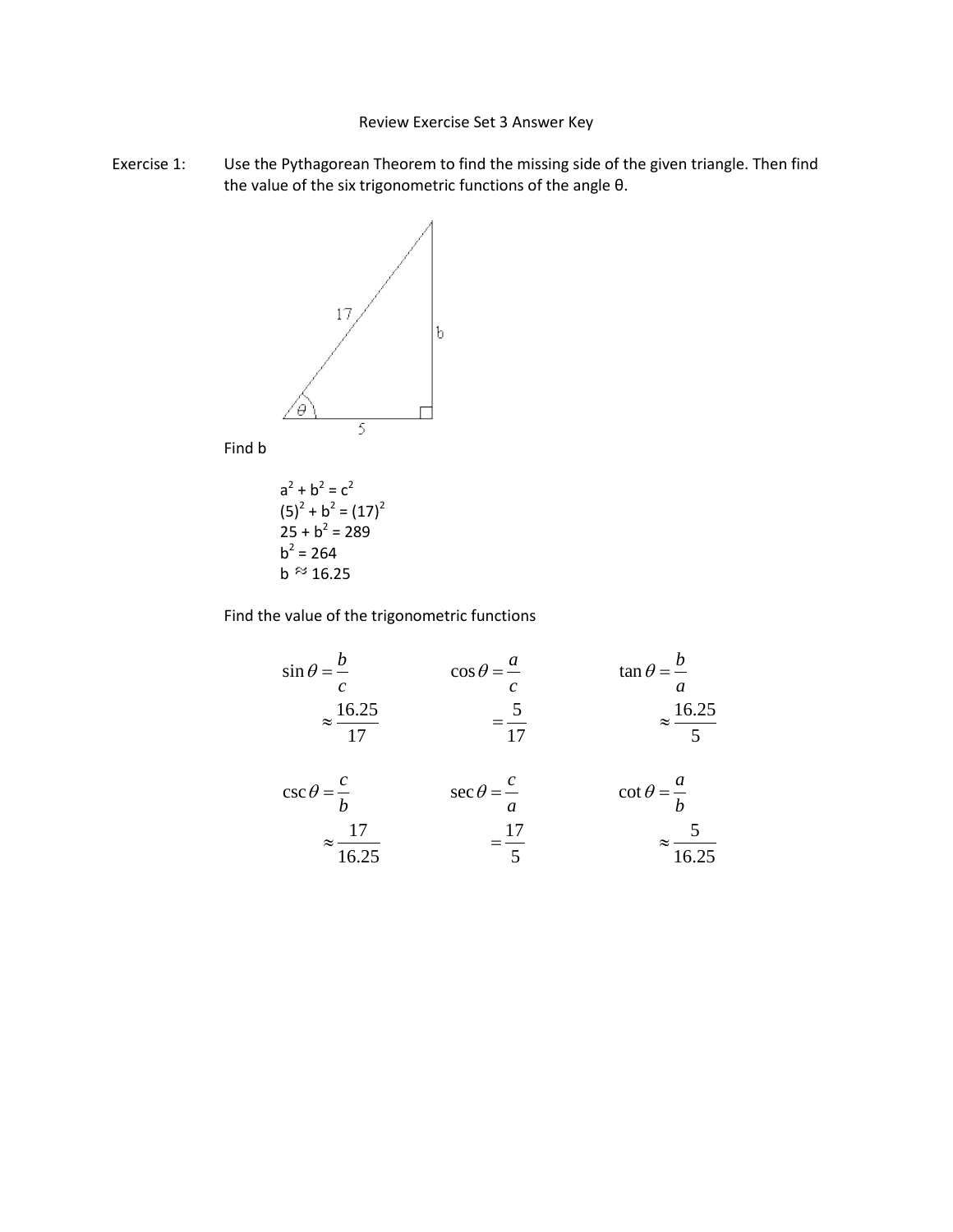Review Exercise Set 3 Answer Key

Exercise 1: Use the Pythagorean Theorem to find the missing side of the given triangle. Then find the value of the six trigonometric functions of the angle θ.

Find b

$a^2 + b^2 = c^2$

$(5)^2 + b^2 = (17)^2$

$25 + b^2 = 289$

$b^2 = 264$

$b \approx 16.25$

Find the value of the trigonometric functions

$$\sin\theta = \frac{b}{c} \approx \frac{16.25}{17} \qquad \cos\theta = \frac{a}{c} = \frac{5}{17} \qquad \tan\theta = \frac{b}{a} \approx \frac{16.25}{5}$$

$$\csc\theta = \frac{c}{b} \approx \frac{17}{16.25} \qquad \sec\theta = \frac{c}{a} = \frac{17}{5} \qquad \cot\theta = \frac{a}{b} \approx \frac{5}{16.25}$$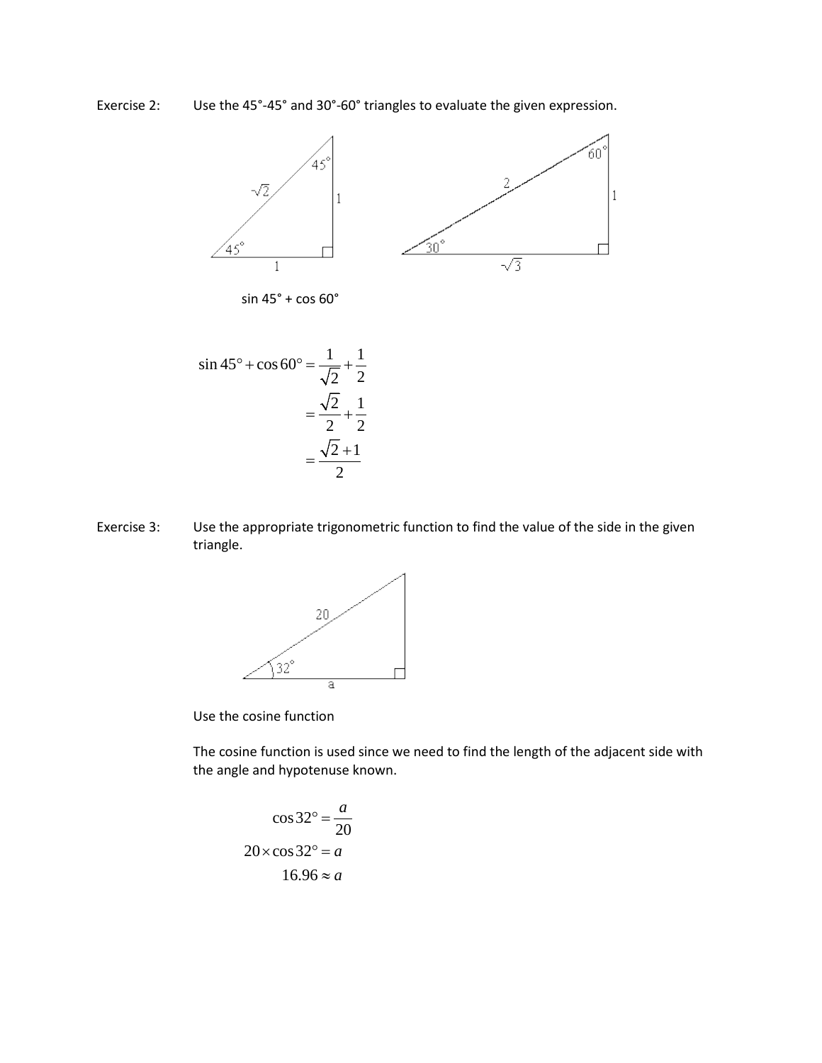Exercise 2: Use the 45°-45° and 30°-60° triangles to evaluate the given expression.

sin 45° + cos 60°

$$
\begin{aligned}
\sin 45^\circ + \cos 60^\circ &= \frac{1}{\sqrt{2}} + \frac{1}{2} \\
&= \frac{\sqrt{2}}{2} + \frac{1}{2} \\
&= \frac{\sqrt{2}+1}{2}
\end{aligned}
$$

Exercise 3: Use the appropriate trigonometric function to find the value of the side in the given triangle.

Use the cosine function

The cosine function is used since we need to find the length of the adjacent side with the angle and hypotenuse known.

$$
\begin{aligned}
\cos 32^\circ &= \frac{a}{20} \\
20 \times \cos 32^\circ &= a \\
16.96 &\approx a
\end{aligned}
$$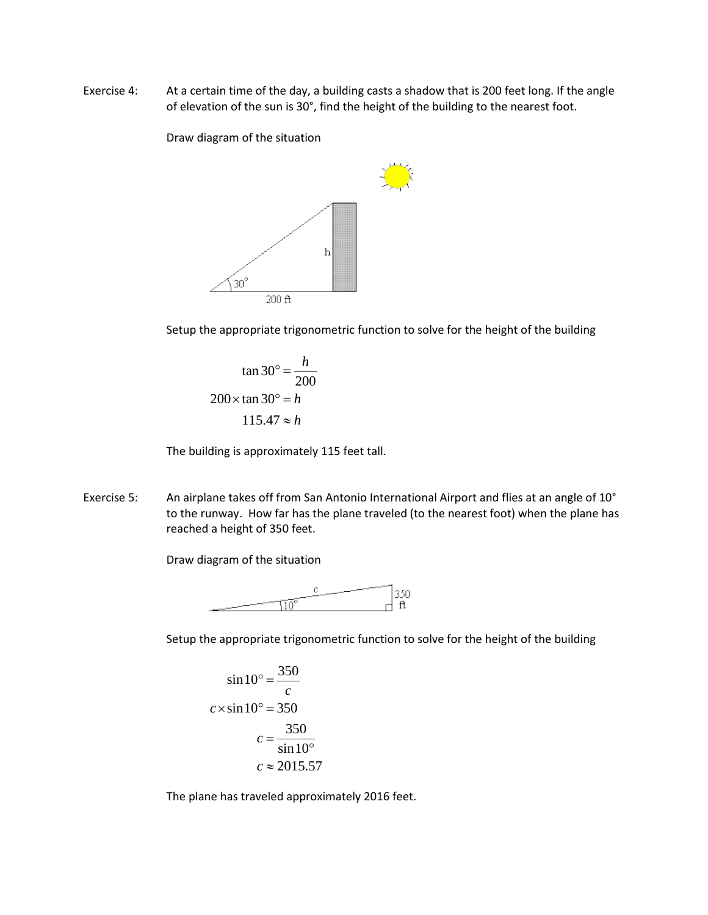Exercise 4: At a certain time of the day, a building casts a shadow that is 200 feet long. If the angle of elevation of the sun is 30°, find the height of the building to the nearest foot.

Draw diagram of the situation

h

30°

200 ft

Setup the appropriate trigonometric function to solve for the height of the building

$$\tan 30° = \frac{h}{200}$$
$$200 \times \tan 30° = h$$
$$115.47 \approx h$$

The building is approximately 115 feet tall.

Exercise 5: An airplane takes off from San Antonio International Airport and flies at an angle of 10° to the runway. How far has the plane traveled (to the nearest foot) when the plane has reached a height of 350 feet.

Draw diagram of the situation

c

10°

350 ft

Setup the appropriate trigonometric function to solve for the height of the building

$$\sin 10° = \frac{350}{c}$$
$$c \times \sin 10° = 350$$
$$c = \frac{350}{\sin 10°}$$
$$c \approx 2015.57$$

The plane has traveled approximately 2016 feet.